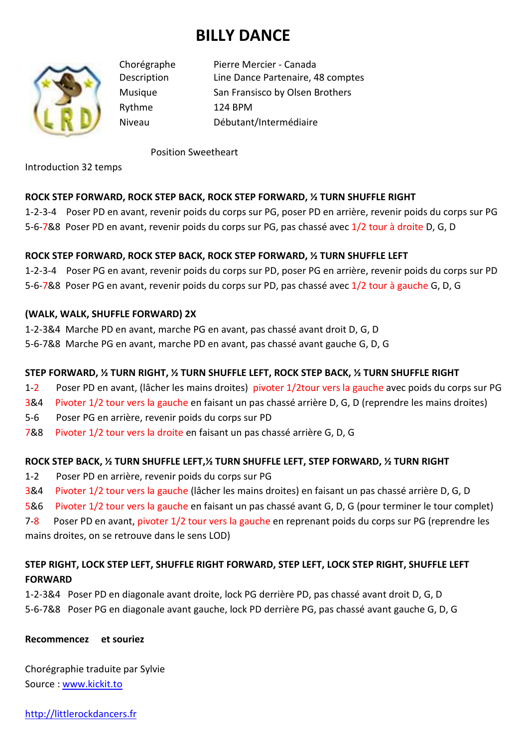# BILLY DANCE

| | |
|---|---|
| Chorégraphe | Pierre Mercier - Canada |
| Description | Line Dance Partenaire, 48 comptes |
| Musique | San Fransisco by Olsen Brothers |
| Rythme | 124 BPM |
| Niveau | Débutant/Intermédiaire |

Position Sweetheart

Introduction 32 temps

**ROCK STEP FORWARD, ROCK STEP BACK, ROCK STEP FORWARD, ½ TURN SHUFFLE RIGHT**

1-2-3-4 Poser PD en avant, revenir poids du corps sur PG, poser PD en arrière, revenir poids du corps sur PG

5-6-7&8 Poser PD en avant, revenir poids du corps sur PG, pas chassé avec 1/2 tour à droite D, G, D

**ROCK STEP FORWARD, ROCK STEP BACK, ROCK STEP FORWARD, ½ TURN SHUFFLE LEFT**

1-2-3-4 Poser PG en avant, revenir poids du corps sur PD, poser PG en arrière, revenir poids du corps sur PD

5-6-7&8 Poser PG en avant, revenir poids du corps sur PD, pas chassé avec 1/2 tour à gauche G, D, G

**(WALK, WALK, SHUFFLE FORWARD) 2X**

1-2-3&4 Marche PD en avant, marche PG en avant, pas chassé avant droit D, G, D

5-6-7&8 Marche PG en avant, marche PD en avant, pas chassé avant gauche G, D, G

**STEP FORWARD, ½ TURN RIGHT, ½ TURN SHUFFLE LEFT, ROCK STEP BACK, ½ TURN SHUFFLE RIGHT**

1-2 Poser PD en avant, (lâcher les mains droites) pivoter 1/2tour vers la gauche avec poids du corps sur PG

3&4 Pivoter 1/2 tour vers la gauche en faisant un pas chassé arrière D, G, D (reprendre les mains droites)

5-6 Poser PG en arrière, revenir poids du corps sur PD

7&8 Pivoter 1/2 tour vers la droite en faisant un pas chassé arrière G, D, G

**ROCK STEP BACK, ½ TURN SHUFFLE LEFT,½ TURN SHUFFLE LEFT, STEP FORWARD, ½ TURN RIGHT**

1-2 Poser PD en arrière, revenir poids du corps sur PG

3&4 Pivoter 1/2 tour vers la gauche (lâcher les mains droites) en faisant un pas chassé arrière D, G, D

5&6 Pivoter 1/2 tour vers la gauche en faisant un pas chassé avant G, D, G (pour terminer le tour complet)

7-8 Poser PD en avant, pivoter 1/2 tour vers la gauche en reprenant poids du corps sur PG (reprendre les mains droites, on se retrouve dans le sens LOD)

**STEP RIGHT, LOCK STEP LEFT, SHUFFLE RIGHT FORWARD, STEP LEFT, LOCK STEP RIGHT, SHUFFLE LEFT FORWARD**

1-2-3&4 Poser PD en diagonale avant droite, lock PG derrière PD, pas chassé avant droit D, G, D

5-6-7&8 Poser PG en diagonale avant gauche, lock PD derrière PG, pas chassé avant gauche G, D, G

**Recommencez et souriez**

Chorégraphie traduite par Sylvie

Source : [www.kickit.to](http://www.kickit.to)

[http://littlerockdancers.fr](http://littlerockdancers.fr)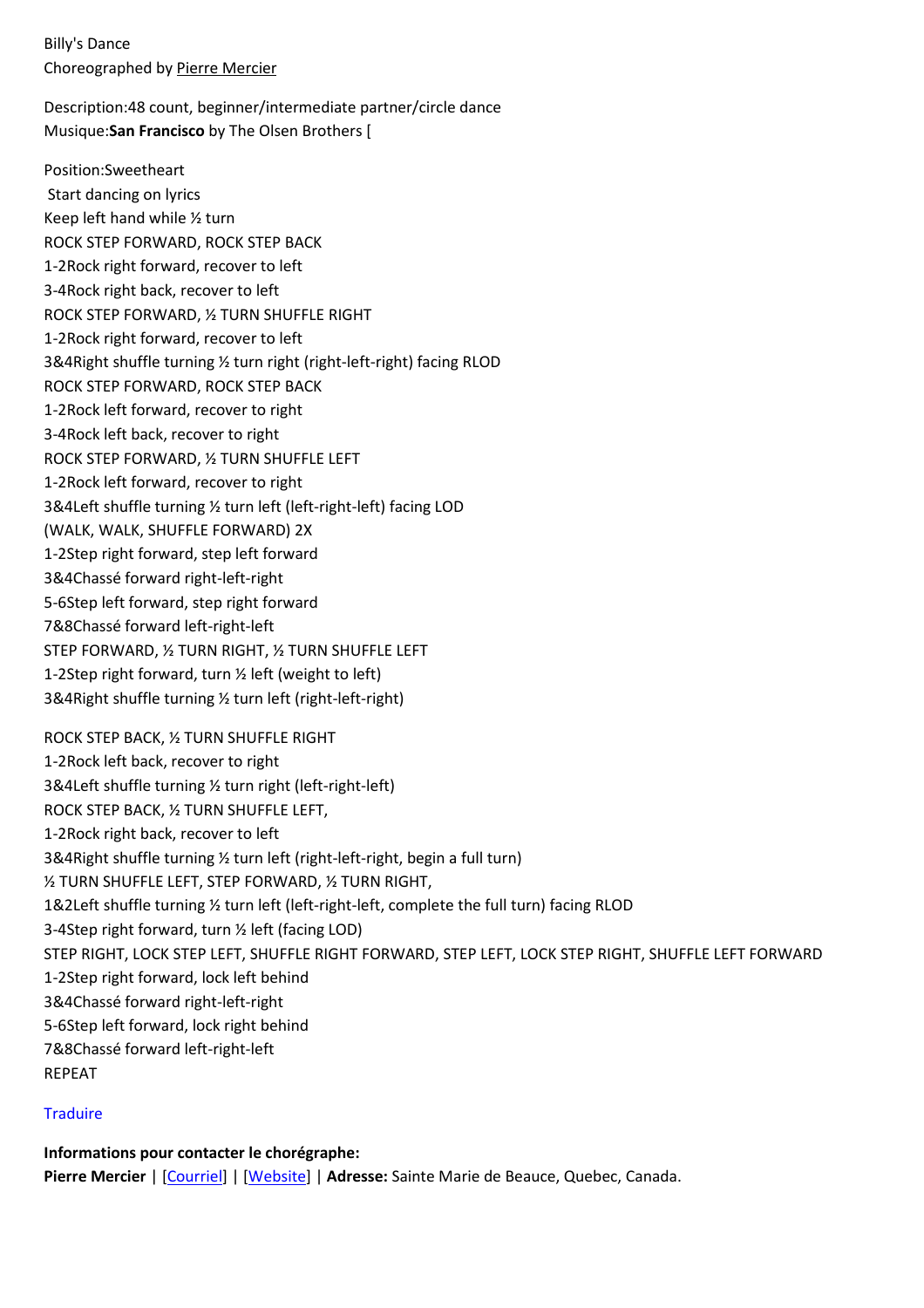Billy's Dance

Choreographed by Pierre Mercier

Description:48 count, beginner/intermediate partner/circle dance

Musique:**San Francisco** by The Olsen Brothers [

Position:Sweetheart

Start dancing on lyrics

Keep left hand while ½ turn

ROCK STEP FORWARD, ROCK STEP BACK

1-2Rock right forward, recover to left

3-4Rock right back, recover to left

ROCK STEP FORWARD, ½ TURN SHUFFLE RIGHT

1-2Rock right forward, recover to left

3&4Right shuffle turning ½ turn right (right-left-right) facing RLOD

ROCK STEP FORWARD, ROCK STEP BACK

1-2Rock left forward, recover to right

3-4Rock left back, recover to right

ROCK STEP FORWARD, ½ TURN SHUFFLE LEFT

1-2Rock left forward, recover to right

3&4Left shuffle turning ½ turn left (left-right-left) facing LOD

(WALK, WALK, SHUFFLE FORWARD) 2X

1-2Step right forward, step left forward

3&4Chassé forward right-left-right

5-6Step left forward, step right forward

7&8Chassé forward left-right-left

STEP FORWARD, ½ TURN RIGHT, ½ TURN SHUFFLE LEFT

1-2Step right forward, turn ½ left (weight to left)

3&4Right shuffle turning ½ turn left (right-left-right)

ROCK STEP BACK, ½ TURN SHUFFLE RIGHT

1-2Rock left back, recover to right

3&4Left shuffle turning ½ turn right (left-right-left)

ROCK STEP BACK, ½ TURN SHUFFLE LEFT,

1-2Rock right back, recover to left

3&4Right shuffle turning ½ turn left (right-left-right, begin a full turn)

½ TURN SHUFFLE LEFT, STEP FORWARD, ½ TURN RIGHT,

1&2Left shuffle turning ½ turn left (left-right-left, complete the full turn) facing RLOD

3-4Step right forward, turn ½ left (facing LOD)

STEP RIGHT, LOCK STEP LEFT, SHUFFLE RIGHT FORWARD, STEP LEFT, LOCK STEP RIGHT, SHUFFLE LEFT FORWARD

1-2Step right forward, lock left behind

3&4Chassé forward right-left-right

5-6Step left forward, lock right behind

7&8Chassé forward left-right-left

REPEAT

Traduire

**Informations pour contacter le chorégraphe:**

**Pierre Mercier** | [Courriel] | [Website] | **Adresse:** Sainte Marie de Beauce, Quebec, Canada.